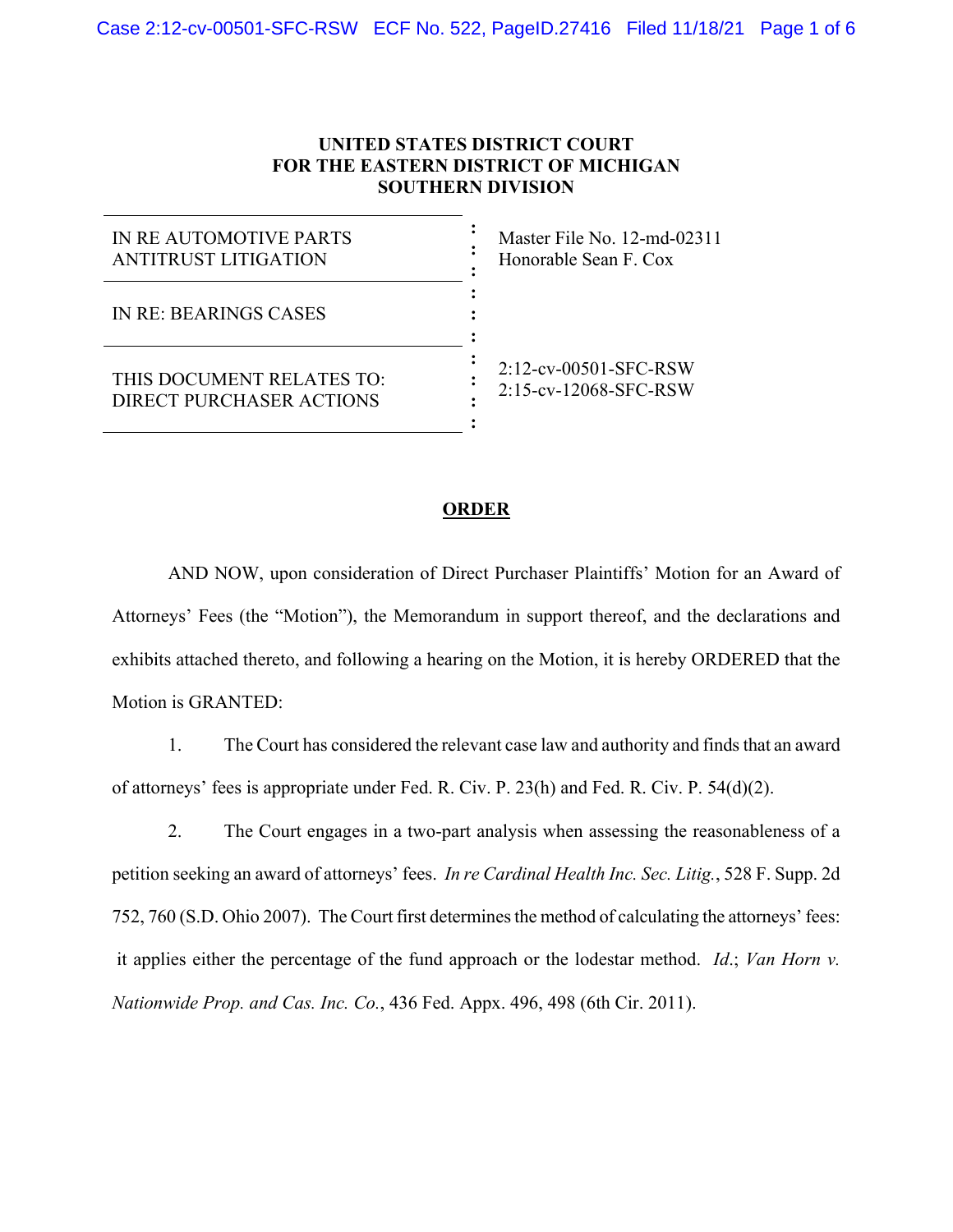**UNITED STATES DISTRICT COURT**
**FOR THE EASTERN DISTRICT OF MICHIGAN**
**SOUTHERN DIVISION**

| | |
|---|---|
| IN RE AUTOMOTIVE PARTS ANTITRUST LITIGATION | Master File No. 12-md-02311<br>Honorable Sean F. Cox |
| IN RE: BEARINGS CASES | |
| THIS DOCUMENT RELATES TO:<br>DIRECT PURCHASER ACTIONS | 2:12-cv-00501-SFC-RSW<br>2:15-cv-12068-SFC-RSW |

## ORDER

AND NOW, upon consideration of Direct Purchaser Plaintiffs' Motion for an Award of Attorneys' Fees (the "Motion"), the Memorandum in support thereof, and the declarations and exhibits attached thereto, and following a hearing on the Motion, it is hereby ORDERED that the Motion is GRANTED:

1. The Court has considered the relevant case law and authority and finds that an award of attorneys' fees is appropriate under Fed. R. Civ. P. 23(h) and Fed. R. Civ. P. 54(d)(2).

2. The Court engages in a two-part analysis when assessing the reasonableness of a petition seeking an award of attorneys' fees. *In re Cardinal Health Inc. Sec. Litig.*, 528 F. Supp. 2d 752, 760 (S.D. Ohio 2007). The Court first determines the method of calculating the attorneys' fees: it applies either the percentage of the fund approach or the lodestar method. *Id.*; *Van Horn v. Nationwide Prop. and Cas. Inc. Co.*, 436 Fed. Appx. 496, 498 (6th Cir. 2011).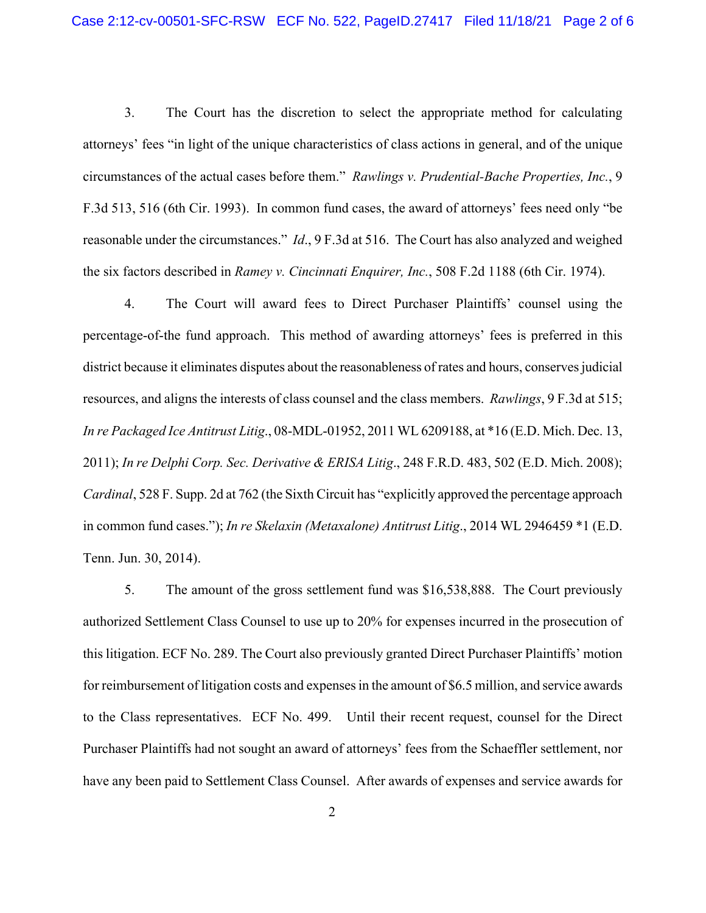3. The Court has the discretion to select the appropriate method for calculating attorneys' fees "in light of the unique characteristics of class actions in general, and of the unique circumstances of the actual cases before them." *Rawlings v. Prudential-Bache Properties, Inc.*, 9 F.3d 513, 516 (6th Cir. 1993). In common fund cases, the award of attorneys' fees need only "be reasonable under the circumstances." *Id.*, 9 F.3d at 516. The Court has also analyzed and weighed the six factors described in *Ramey v. Cincinnati Enquirer, Inc.*, 508 F.2d 1188 (6th Cir. 1974).

4. The Court will award fees to Direct Purchaser Plaintiffs' counsel using the percentage-of-the fund approach. This method of awarding attorneys' fees is preferred in this district because it eliminates disputes about the reasonableness of rates and hours, conserves judicial resources, and aligns the interests of class counsel and the class members. *Rawlings*, 9 F.3d at 515; *In re Packaged Ice Antitrust Litig.*, 08-MDL-01952, 2011 WL 6209188, at *16 (E.D. Mich. Dec. 13, 2011); *In re Delphi Corp. Sec. Derivative & ERISA Litig.*, 248 F.R.D. 483, 502 (E.D. Mich. 2008); *Cardinal*, 528 F. Supp. 2d at 762 (the Sixth Circuit has "explicitly approved the percentage approach in common fund cases."); *In re Skelaxin (Metaxalone) Antitrust Litig.*, 2014 WL 2946459 *1 (E.D. Tenn. Jun. 30, 2014).

5. The amount of the gross settlement fund was $16,538,888. The Court previously authorized Settlement Class Counsel to use up to 20% for expenses incurred in the prosecution of this litigation. ECF No. 289. The Court also previously granted Direct Purchaser Plaintiffs' motion for reimbursement of litigation costs and expenses in the amount of $6.5 million, and service awards to the Class representatives. ECF No. 499. Until their recent request, counsel for the Direct Purchaser Plaintiffs had not sought an award of attorneys' fees from the Schaeffler settlement, nor have any been paid to Settlement Class Counsel. After awards of expenses and service awards for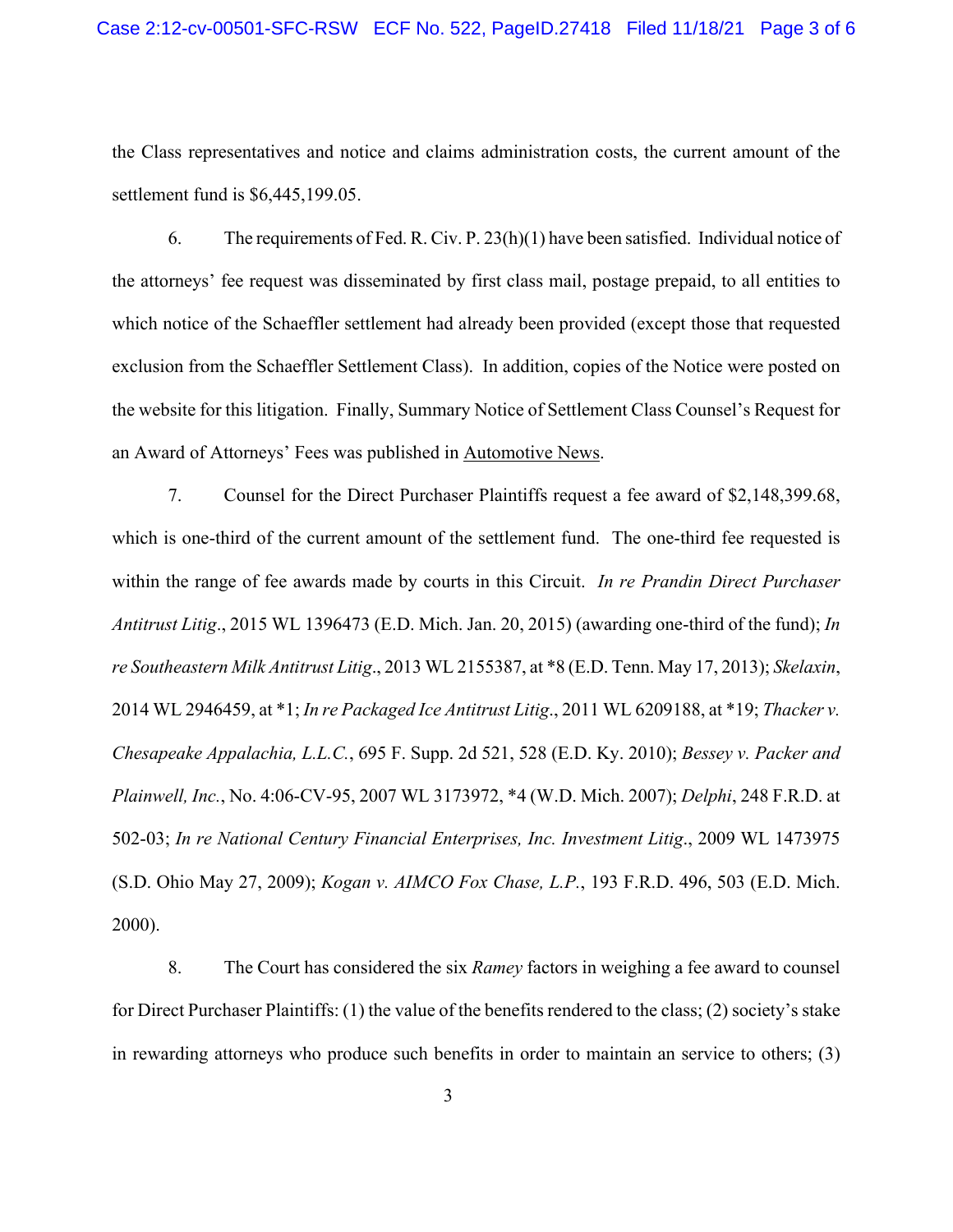the Class representatives and notice and claims administration costs, the current amount of the settlement fund is $6,445,199.05.

6. The requirements of Fed. R. Civ. P. 23(h)(1) have been satisfied. Individual notice of the attorneys' fee request was disseminated by first class mail, postage prepaid, to all entities to which notice of the Schaeffler settlement had already been provided (except those that requested exclusion from the Schaeffler Settlement Class). In addition, copies of the Notice were posted on the website for this litigation. Finally, Summary Notice of Settlement Class Counsel's Request for an Award of Attorneys' Fees was published in <u>Automotive News</u>.

7. Counsel for the Direct Purchaser Plaintiffs request a fee award of $2,148,399.68, which is one-third of the current amount of the settlement fund. The one-third fee requested is within the range of fee awards made by courts in this Circuit. *In re Prandin Direct Purchaser Antitrust Litig*., 2015 WL 1396473 (E.D. Mich. Jan. 20, 2015) (awarding one-third of the fund); *In re Southeastern Milk Antitrust Litig*., 2013 WL 2155387, at *8 (E.D. Tenn. May 17, 2013); *Skelaxin*, 2014 WL 2946459, at *1; *In re Packaged Ice Antitrust Litig*., 2011 WL 6209188, at *19; *Thacker v. Chesapeake Appalachia, L.L.C.*, 695 F. Supp. 2d 521, 528 (E.D. Ky. 2010); *Bessey v. Packer and Plainwell, Inc.*, No. 4:06-CV-95, 2007 WL 3173972, *4 (W.D. Mich. 2007); *Delphi*, 248 F.R.D. at 502-03; *In re National Century Financial Enterprises, Inc. Investment Litig*., 2009 WL 1473975 (S.D. Ohio May 27, 2009); *Kogan v. AIMCO Fox Chase, L.P.*, 193 F.R.D. 496, 503 (E.D. Mich. 2000).

8. The Court has considered the six *Ramey* factors in weighing a fee award to counsel for Direct Purchaser Plaintiffs: (1) the value of the benefits rendered to the class; (2) society's stake in rewarding attorneys who produce such benefits in order to maintain an service to others; (3)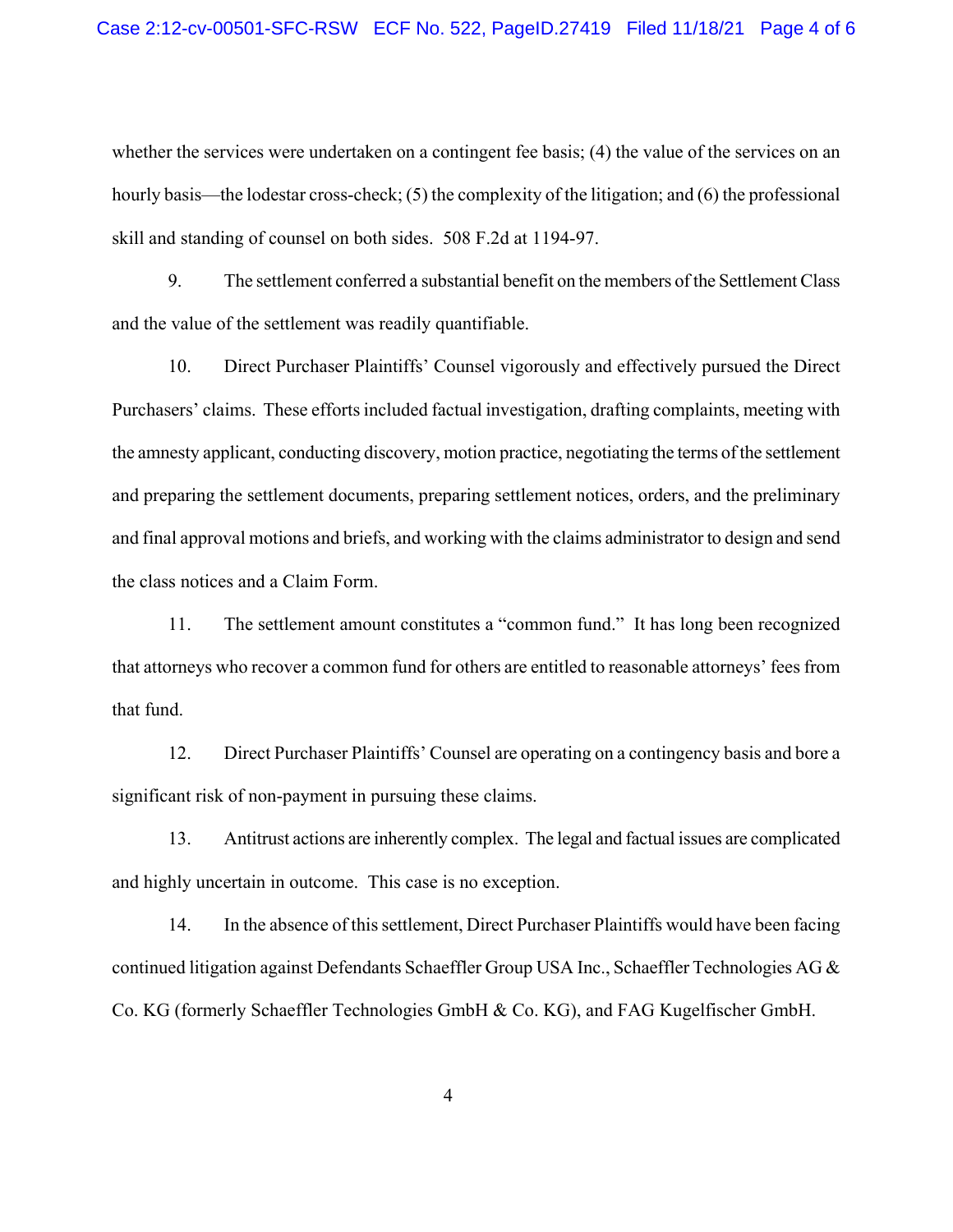whether the services were undertaken on a contingent fee basis; (4) the value of the services on an hourly basis—the lodestar cross-check; (5) the complexity of the litigation; and (6) the professional skill and standing of counsel on both sides. 508 F.2d at 1194-97.

9. The settlement conferred a substantial benefit on the members of the Settlement Class and the value of the settlement was readily quantifiable.

10. Direct Purchaser Plaintiffs' Counsel vigorously and effectively pursued the Direct Purchasers' claims. These efforts included factual investigation, drafting complaints, meeting with the amnesty applicant, conducting discovery, motion practice, negotiating the terms of the settlement and preparing the settlement documents, preparing settlement notices, orders, and the preliminary and final approval motions and briefs, and working with the claims administrator to design and send the class notices and a Claim Form.

11. The settlement amount constitutes a "common fund." It has long been recognized that attorneys who recover a common fund for others are entitled to reasonable attorneys' fees from that fund.

12. Direct Purchaser Plaintiffs' Counsel are operating on a contingency basis and bore a significant risk of non-payment in pursuing these claims.

13. Antitrust actions are inherently complex. The legal and factual issues are complicated and highly uncertain in outcome. This case is no exception.

14. In the absence of this settlement, Direct Purchaser Plaintiffs would have been facing continued litigation against Defendants Schaeffler Group USA Inc., Schaeffler Technologies AG & Co. KG (formerly Schaeffler Technologies GmbH & Co. KG), and FAG Kugelfischer GmbH.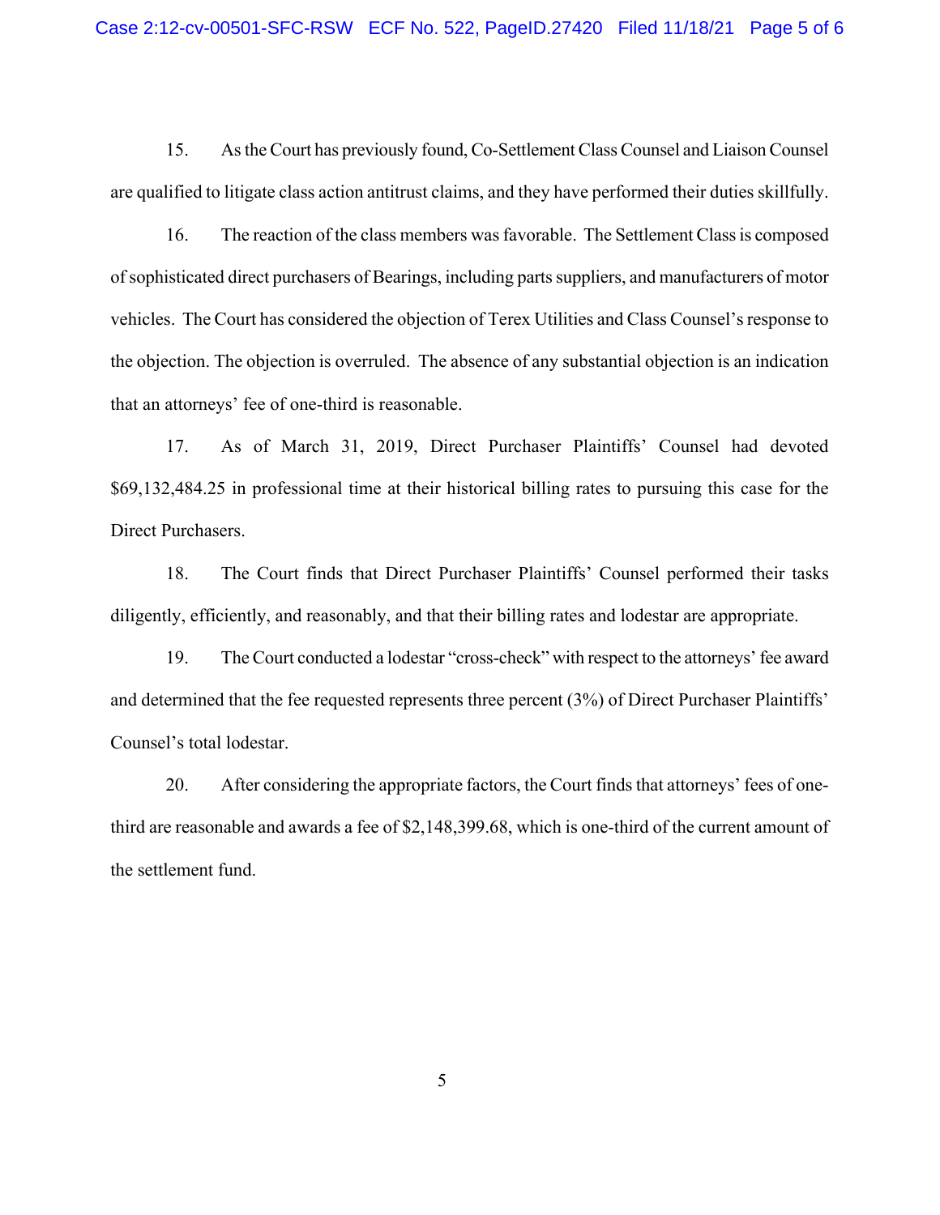15. As the Court has previously found, Co-Settlement Class Counsel and Liaison Counsel are qualified to litigate class action antitrust claims, and they have performed their duties skillfully.

16. The reaction of the class members was favorable. The Settlement Class is composed of sophisticated direct purchasers of Bearings, including parts suppliers, and manufacturers of motor vehicles. The Court has considered the objection of Terex Utilities and Class Counsel's response to the objection. The objection is overruled. The absence of any substantial objection is an indication that an attorneys' fee of one-third is reasonable.

17. As of March 31, 2019, Direct Purchaser Plaintiffs' Counsel had devoted $69,132,484.25 in professional time at their historical billing rates to pursuing this case for the Direct Purchasers.

18. The Court finds that Direct Purchaser Plaintiffs' Counsel performed their tasks diligently, efficiently, and reasonably, and that their billing rates and lodestar are appropriate.

19. The Court conducted a lodestar "cross-check" with respect to the attorneys' fee award and determined that the fee requested represents three percent (3%) of Direct Purchaser Plaintiffs' Counsel's total lodestar.

20. After considering the appropriate factors, the Court finds that attorneys' fees of one-third are reasonable and awards a fee of $2,148,399.68, which is one-third of the current amount of the settlement fund.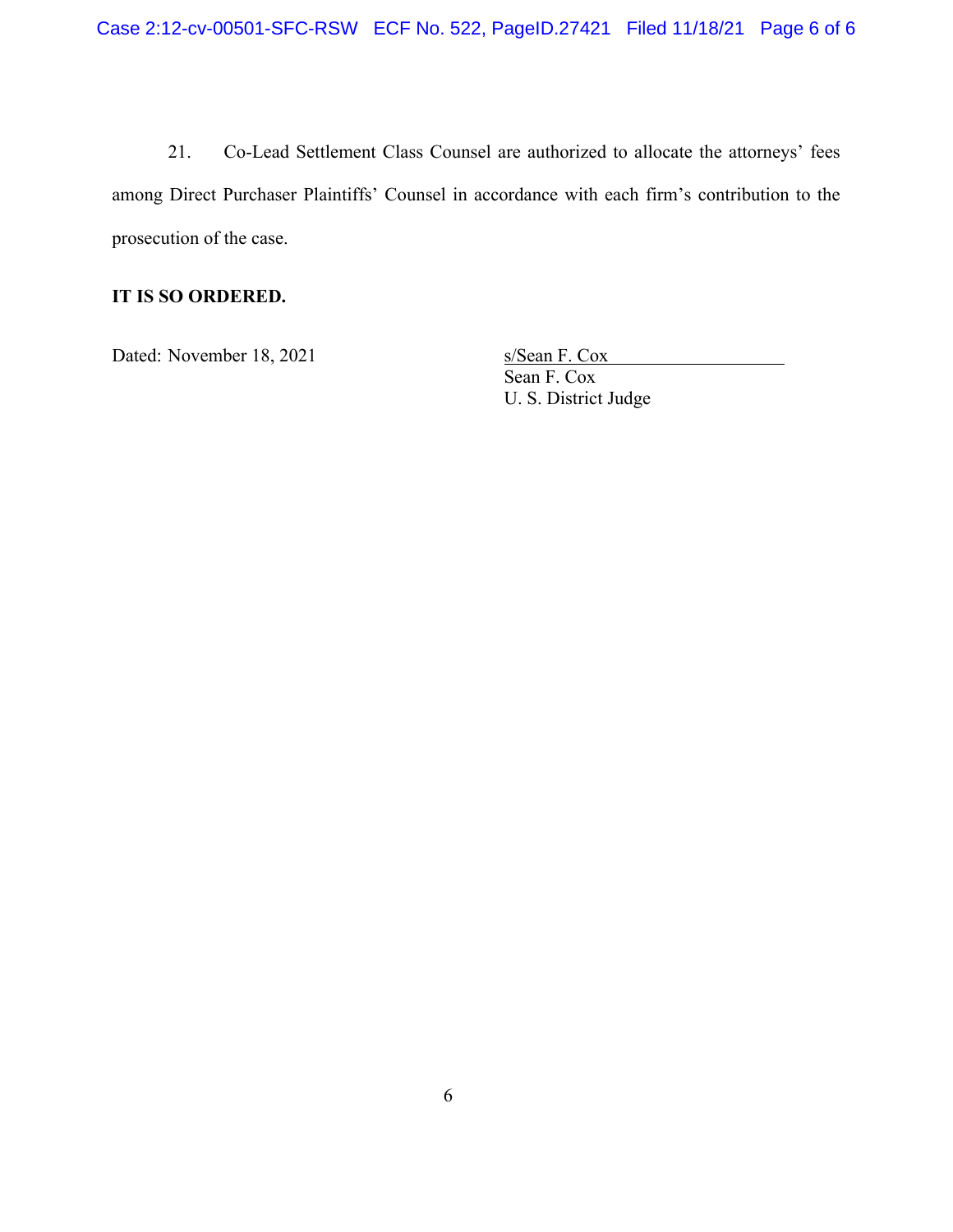21. Co-Lead Settlement Class Counsel are authorized to allocate the attorneys' fees among Direct Purchaser Plaintiffs' Counsel in accordance with each firm's contribution to the prosecution of the case.

**IT IS SO ORDERED.**

Dated: November 18, 2021

s/Sean F. Cox
Sean F. Cox
U. S. District Judge